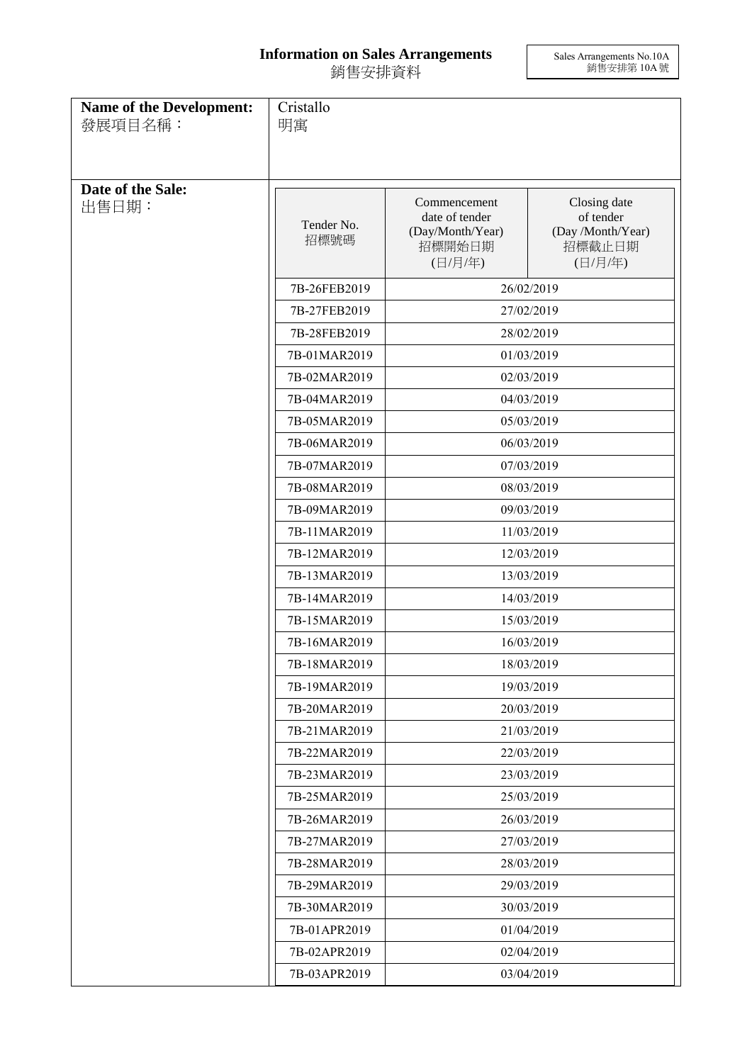# Information on Sales Arrangements
銷售安排資料

Sales Arrangements No.10A
銷售安排第 10A 號

| | |
|---|---|
| **Name of the Development:** 發展項目名稱： | Cristallo 明寓 |
| **Date of the Sale:** 出售日期： | |

| Tender No. 招標號碼 | Commencement date of tender (Day/Month/Year) 招標開始日期 (日/月/年) | Closing date of tender (Day /Month/Year) 招標截止日期 (日/月/年) |
|---|---|---|
| 7B-26FEB2019 | 26/02/2019 | |
| 7B-27FEB2019 | 27/02/2019 | |
| 7B-28FEB2019 | 28/02/2019 | |
| 7B-01MAR2019 | 01/03/2019 | |
| 7B-02MAR2019 | 02/03/2019 | |
| 7B-04MAR2019 | 04/03/2019 | |
| 7B-05MAR2019 | 05/03/2019 | |
| 7B-06MAR2019 | 06/03/2019 | |
| 7B-07MAR2019 | 07/03/2019 | |
| 7B-08MAR2019 | 08/03/2019 | |
| 7B-09MAR2019 | 09/03/2019 | |
| 7B-11MAR2019 | 11/03/2019 | |
| 7B-12MAR2019 | 12/03/2019 | |
| 7B-13MAR2019 | 13/03/2019 | |
| 7B-14MAR2019 | 14/03/2019 | |
| 7B-15MAR2019 | 15/03/2019 | |
| 7B-16MAR2019 | 16/03/2019 | |
| 7B-18MAR2019 | 18/03/2019 | |
| 7B-19MAR2019 | 19/03/2019 | |
| 7B-20MAR2019 | 20/03/2019 | |
| 7B-21MAR2019 | 21/03/2019 | |
| 7B-22MAR2019 | 22/03/2019 | |
| 7B-23MAR2019 | 23/03/2019 | |
| 7B-25MAR2019 | 25/03/2019 | |
| 7B-26MAR2019 | 26/03/2019 | |
| 7B-27MAR2019 | 27/03/2019 | |
| 7B-28MAR2019 | 28/03/2019 | |
| 7B-29MAR2019 | 29/03/2019 | |
| 7B-30MAR2019 | 30/03/2019 | |
| 7B-01APR2019 | 01/04/2019 | |
| 7B-02APR2019 | 02/04/2019 | |
| 7B-03APR2019 | 03/04/2019 | |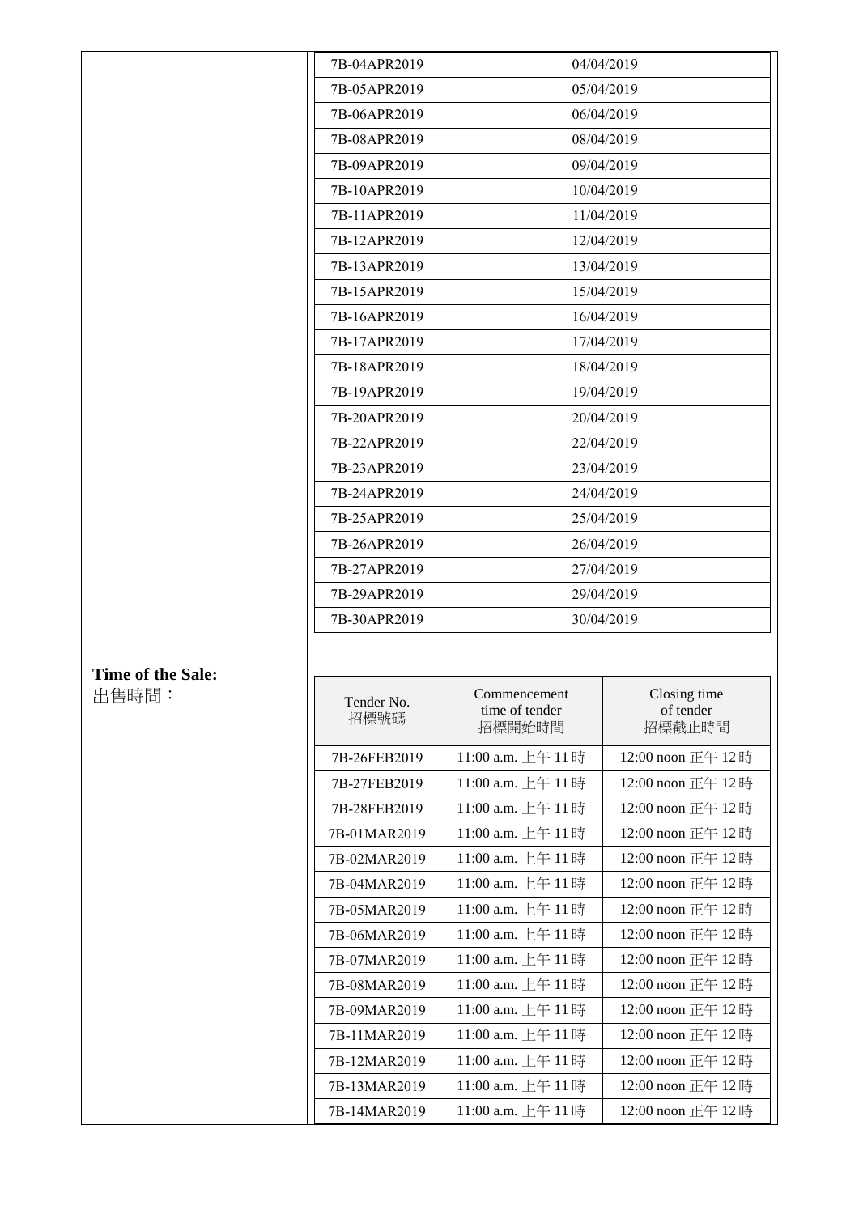| | |
|---|---|
| 7B-04APR2019 | 04/04/2019 |
| 7B-05APR2019 | 05/04/2019 |
| 7B-06APR2019 | 06/04/2019 |
| 7B-08APR2019 | 08/04/2019 |
| 7B-09APR2019 | 09/04/2019 |
| 7B-10APR2019 | 10/04/2019 |
| 7B-11APR2019 | 11/04/2019 |
| 7B-12APR2019 | 12/04/2019 |
| 7B-13APR2019 | 13/04/2019 |
| 7B-15APR2019 | 15/04/2019 |
| 7B-16APR2019 | 16/04/2019 |
| 7B-17APR2019 | 17/04/2019 |
| 7B-18APR2019 | 18/04/2019 |
| 7B-19APR2019 | 19/04/2019 |
| 7B-20APR2019 | 20/04/2019 |
| 7B-22APR2019 | 22/04/2019 |
| 7B-23APR2019 | 23/04/2019 |
| 7B-24APR2019 | 24/04/2019 |
| 7B-25APR2019 | 25/04/2019 |
| 7B-26APR2019 | 26/04/2019 |
| 7B-27APR2019 | 27/04/2019 |
| 7B-29APR2019 | 29/04/2019 |
| 7B-30APR2019 | 30/04/2019 |

**Time of the Sale:**
出售時間：

| Tender No. 招標號碼 | Commencement time of tender 招標開始時間 | Closing time of tender 招標截止時間 |
|---|---|---|
| 7B-26FEB2019 | 11:00 a.m. 上午 11 時 | 12:00 noon 正午 12 時 |
| 7B-27FEB2019 | 11:00 a.m. 上午 11 時 | 12:00 noon 正午 12 時 |
| 7B-28FEB2019 | 11:00 a.m. 上午 11 時 | 12:00 noon 正午 12 時 |
| 7B-01MAR2019 | 11:00 a.m. 上午 11 時 | 12:00 noon 正午 12 時 |
| 7B-02MAR2019 | 11:00 a.m. 上午 11 時 | 12:00 noon 正午 12 時 |
| 7B-04MAR2019 | 11:00 a.m. 上午 11 時 | 12:00 noon 正午 12 時 |
| 7B-05MAR2019 | 11:00 a.m. 上午 11 時 | 12:00 noon 正午 12 時 |
| 7B-06MAR2019 | 11:00 a.m. 上午 11 時 | 12:00 noon 正午 12 時 |
| 7B-07MAR2019 | 11:00 a.m. 上午 11 時 | 12:00 noon 正午 12 時 |
| 7B-08MAR2019 | 11:00 a.m. 上午 11 時 | 12:00 noon 正午 12 時 |
| 7B-09MAR2019 | 11:00 a.m. 上午 11 時 | 12:00 noon 正午 12 時 |
| 7B-11MAR2019 | 11:00 a.m. 上午 11 時 | 12:00 noon 正午 12 時 |
| 7B-12MAR2019 | 11:00 a.m. 上午 11 時 | 12:00 noon 正午 12 時 |
| 7B-13MAR2019 | 11:00 a.m. 上午 11 時 | 12:00 noon 正午 12 時 |
| 7B-14MAR2019 | 11:00 a.m. 上午 11 時 | 12:00 noon 正午 12 時 |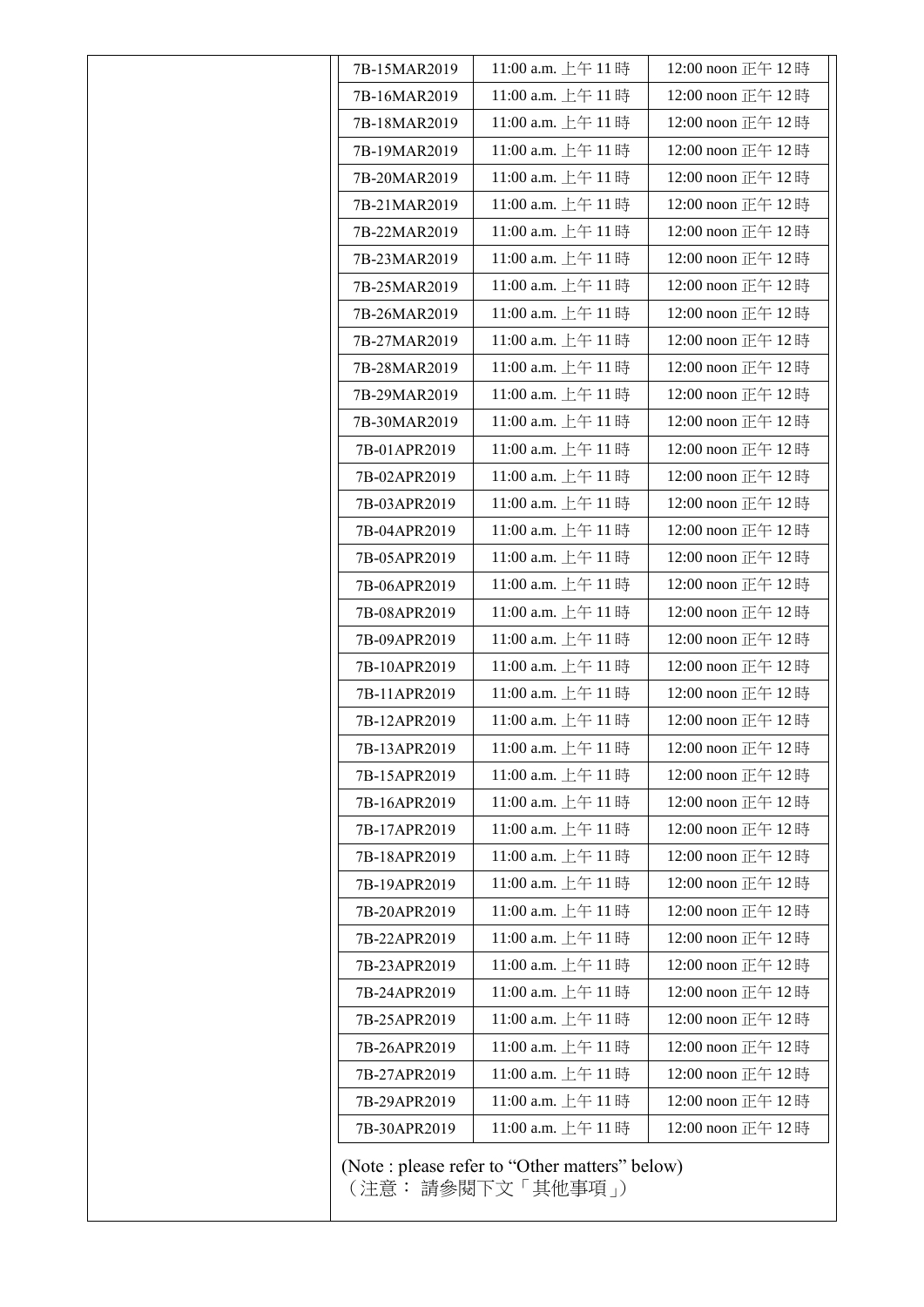| | | |
|---|---|---|
| 7B-15MAR2019 | 11:00 a.m. 上午 11 時 | 12:00 noon 正午 12 時 |
| 7B-16MAR2019 | 11:00 a.m. 上午 11 時 | 12:00 noon 正午 12 時 |
| 7B-18MAR2019 | 11:00 a.m. 上午 11 時 | 12:00 noon 正午 12 時 |
| 7B-19MAR2019 | 11:00 a.m. 上午 11 時 | 12:00 noon 正午 12 時 |
| 7B-20MAR2019 | 11:00 a.m. 上午 11 時 | 12:00 noon 正午 12 時 |
| 7B-21MAR2019 | 11:00 a.m. 上午 11 時 | 12:00 noon 正午 12 時 |
| 7B-22MAR2019 | 11:00 a.m. 上午 11 時 | 12:00 noon 正午 12 時 |
| 7B-23MAR2019 | 11:00 a.m. 上午 11 時 | 12:00 noon 正午 12 時 |
| 7B-25MAR2019 | 11:00 a.m. 上午 11 時 | 12:00 noon 正午 12 時 |
| 7B-26MAR2019 | 11:00 a.m. 上午 11 時 | 12:00 noon 正午 12 時 |
| 7B-27MAR2019 | 11:00 a.m. 上午 11 時 | 12:00 noon 正午 12 時 |
| 7B-28MAR2019 | 11:00 a.m. 上午 11 時 | 12:00 noon 正午 12 時 |
| 7B-29MAR2019 | 11:00 a.m. 上午 11 時 | 12:00 noon 正午 12 時 |
| 7B-30MAR2019 | 11:00 a.m. 上午 11 時 | 12:00 noon 正午 12 時 |
| 7B-01APR2019 | 11:00 a.m. 上午 11 時 | 12:00 noon 正午 12 時 |
| 7B-02APR2019 | 11:00 a.m. 上午 11 時 | 12:00 noon 正午 12 時 |
| 7B-03APR2019 | 11:00 a.m. 上午 11 時 | 12:00 noon 正午 12 時 |
| 7B-04APR2019 | 11:00 a.m. 上午 11 時 | 12:00 noon 正午 12 時 |
| 7B-05APR2019 | 11:00 a.m. 上午 11 時 | 12:00 noon 正午 12 時 |
| 7B-06APR2019 | 11:00 a.m. 上午 11 時 | 12:00 noon 正午 12 時 |
| 7B-08APR2019 | 11:00 a.m. 上午 11 時 | 12:00 noon 正午 12 時 |
| 7B-09APR2019 | 11:00 a.m. 上午 11 時 | 12:00 noon 正午 12 時 |
| 7B-10APR2019 | 11:00 a.m. 上午 11 時 | 12:00 noon 正午 12 時 |
| 7B-11APR2019 | 11:00 a.m. 上午 11 時 | 12:00 noon 正午 12 時 |
| 7B-12APR2019 | 11:00 a.m. 上午 11 時 | 12:00 noon 正午 12 時 |
| 7B-13APR2019 | 11:00 a.m. 上午 11 時 | 12:00 noon 正午 12 時 |
| 7B-15APR2019 | 11:00 a.m. 上午 11 時 | 12:00 noon 正午 12 時 |
| 7B-16APR2019 | 11:00 a.m. 上午 11 時 | 12:00 noon 正午 12 時 |
| 7B-17APR2019 | 11:00 a.m. 上午 11 時 | 12:00 noon 正午 12 時 |
| 7B-18APR2019 | 11:00 a.m. 上午 11 時 | 12:00 noon 正午 12 時 |
| 7B-19APR2019 | 11:00 a.m. 上午 11 時 | 12:00 noon 正午 12 時 |
| 7B-20APR2019 | 11:00 a.m. 上午 11 時 | 12:00 noon 正午 12 時 |
| 7B-22APR2019 | 11:00 a.m. 上午 11 時 | 12:00 noon 正午 12 時 |
| 7B-23APR2019 | 11:00 a.m. 上午 11 時 | 12:00 noon 正午 12 時 |
| 7B-24APR2019 | 11:00 a.m. 上午 11 時 | 12:00 noon 正午 12 時 |
| 7B-25APR2019 | 11:00 a.m. 上午 11 時 | 12:00 noon 正午 12 時 |
| 7B-26APR2019 | 11:00 a.m. 上午 11 時 | 12:00 noon 正午 12 時 |
| 7B-27APR2019 | 11:00 a.m. 上午 11 時 | 12:00 noon 正午 12 時 |
| 7B-29APR2019 | 11:00 a.m. 上午 11 時 | 12:00 noon 正午 12 時 |
| 7B-30APR2019 | 11:00 a.m. 上午 11 時 | 12:00 noon 正午 12 時 |

(Note : please refer to "Other matters" below)
（注意： 請參閱下文「其他事項」）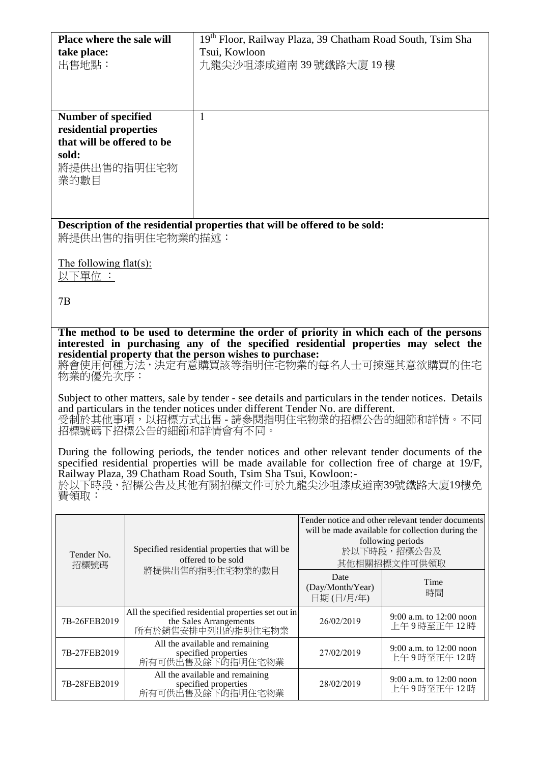| **Place where the sale will take place:** 出售地點： | 19th Floor, Railway Plaza, 39 Chatham Road South, Tsim Sha Tsui, Kowloon 九龍尖沙咀漆咸道南 39 號鐵路大廈 19 樓 |
|---|---|
| **Number of specified residential properties that will be offered to be sold:** 將提供出售的指明住宅物業的數目 | 1 |

**Description of the residential properties that will be offered to be sold:**
將提供出售的指明住宅物業的描述：

The following flat(s):
以下單位 ：

7B

**The method to be used to determine the order of priority in which each of the persons interested in purchasing any of the specified residential properties may select the residential property that the person wishes to purchase:**
將會使用何種方法，決定有意購買該等指明住宅物業的每名人士可揀選其意欲購買的住宅物業的優先次序：

Subject to other matters, sale by tender - see details and particulars in the tender notices. Details and particulars in the tender notices under different Tender No. are different.
受制於其他事項，以招標方式出售 - 請參閱指明住宅物業的招標公告的細節和詳情。不同招標號碼下招標公告的細節和詳情會有不同。

During the following periods, the tender notices and other relevant tender documents of the specified residential properties will be made available for collection free of charge at 19/F, Railway Plaza, 39 Chatham Road South, Tsim Sha Tsui, Kowloon:-
於以下時段，招標公告及其他有關招標文件可於九龍尖沙咀漆咸道南39號鐵路大廈19樓免費領取：

| Tender No. 招標號碼 | Specified residential properties that will be offered to be sold 將提供出售的指明住宅物業的數目 | Tender notice and other relevant tender documents will be made available for collection during the following periods 於以下時段，招標公告及其他相關招標文件可供領取 | |
|---|---|---|---|
| | | Date (Day/Month/Year) 日期 (日/月/年) | Time 時間 |
| 7B-26FEB2019 | All the specified residential properties set out in the Sales Arrangements 所有於銷售安排中列出的指明住宅物業 | 26/02/2019 | 9:00 a.m. to 12:00 noon 上午 9 時至正午 12 時 |
| 7B-27FEB2019 | All the available and remaining specified properties 所有可供出售及餘下的指明住宅物業 | 27/02/2019 | 9:00 a.m. to 12:00 noon 上午 9 時至正午 12 時 |
| 7B-28FEB2019 | All the available and remaining specified properties 所有可供出售及餘下的指明住宅物業 | 28/02/2019 | 9:00 a.m. to 12:00 noon 上午 9 時至正午 12 時 |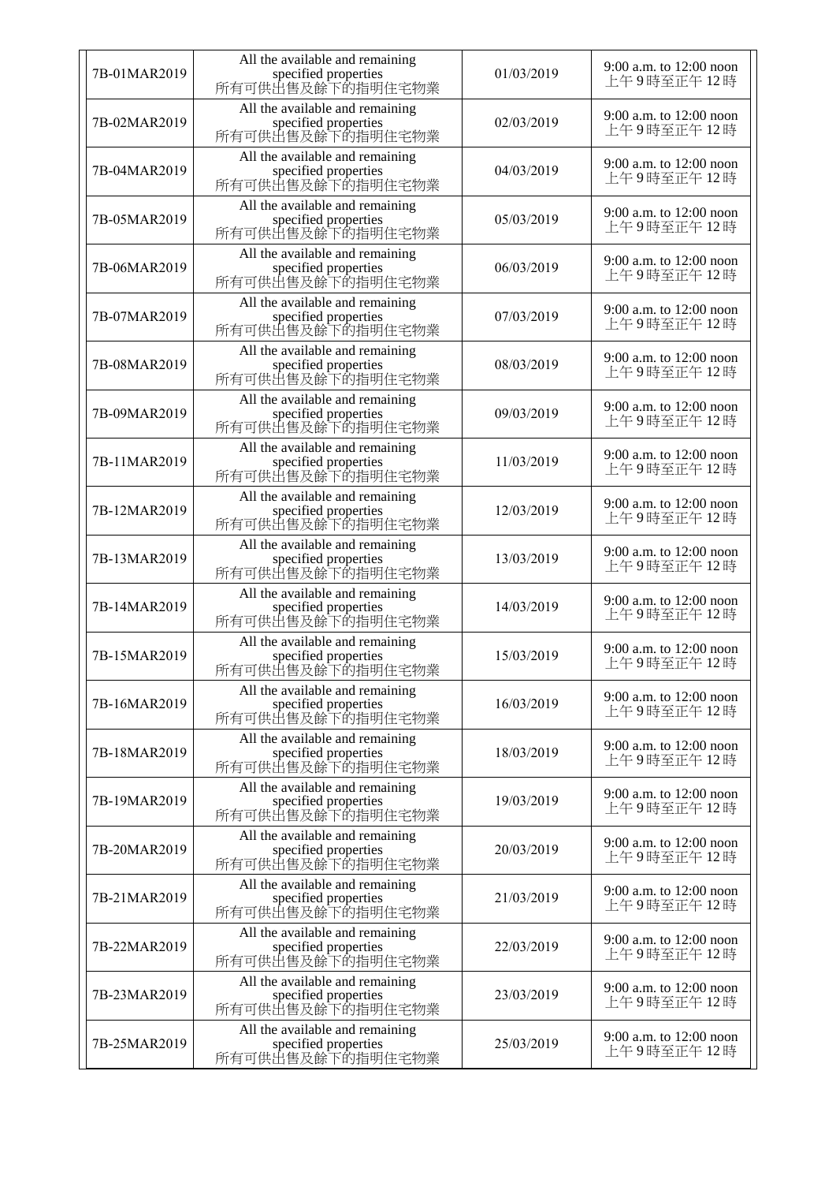| | | | |
|---|---|---|---|
| 7B-01MAR2019 | All the available and remaining specified properties 所有可供出售及餘下的指明住宅物業 | 01/03/2019 | 9:00 a.m. to 12:00 noon 上午 9 時至正午 12 時 |
| 7B-02MAR2019 | All the available and remaining specified properties 所有可供出售及餘下的指明住宅物業 | 02/03/2019 | 9:00 a.m. to 12:00 noon 上午 9 時至正午 12 時 |
| 7B-04MAR2019 | All the available and remaining specified properties 所有可供出售及餘下的指明住宅物業 | 04/03/2019 | 9:00 a.m. to 12:00 noon 上午 9 時至正午 12 時 |
| 7B-05MAR2019 | All the available and remaining specified properties 所有可供出售及餘下的指明住宅物業 | 05/03/2019 | 9:00 a.m. to 12:00 noon 上午 9 時至正午 12 時 |
| 7B-06MAR2019 | All the available and remaining specified properties 所有可供出售及餘下的指明住宅物業 | 06/03/2019 | 9:00 a.m. to 12:00 noon 上午 9 時至正午 12 時 |
| 7B-07MAR2019 | All the available and remaining specified properties 所有可供出售及餘下的指明住宅物業 | 07/03/2019 | 9:00 a.m. to 12:00 noon 上午 9 時至正午 12 時 |
| 7B-08MAR2019 | All the available and remaining specified properties 所有可供出售及餘下的指明住宅物業 | 08/03/2019 | 9:00 a.m. to 12:00 noon 上午 9 時至正午 12 時 |
| 7B-09MAR2019 | All the available and remaining specified properties 所有可供出售及餘下的指明住宅物業 | 09/03/2019 | 9:00 a.m. to 12:00 noon 上午 9 時至正午 12 時 |
| 7B-11MAR2019 | All the available and remaining specified properties 所有可供出售及餘下的指明住宅物業 | 11/03/2019 | 9:00 a.m. to 12:00 noon 上午 9 時至正午 12 時 |
| 7B-12MAR2019 | All the available and remaining specified properties 所有可供出售及餘下的指明住宅物業 | 12/03/2019 | 9:00 a.m. to 12:00 noon 上午 9 時至正午 12 時 |
| 7B-13MAR2019 | All the available and remaining specified properties 所有可供出售及餘下的指明住宅物業 | 13/03/2019 | 9:00 a.m. to 12:00 noon 上午 9 時至正午 12 時 |
| 7B-14MAR2019 | All the available and remaining specified properties 所有可供出售及餘下的指明住宅物業 | 14/03/2019 | 9:00 a.m. to 12:00 noon 上午 9 時至正午 12 時 |
| 7B-15MAR2019 | All the available and remaining specified properties 所有可供出售及餘下的指明住宅物業 | 15/03/2019 | 9:00 a.m. to 12:00 noon 上午 9 時至正午 12 時 |
| 7B-16MAR2019 | All the available and remaining specified properties 所有可供出售及餘下的指明住宅物業 | 16/03/2019 | 9:00 a.m. to 12:00 noon 上午 9 時至正午 12 時 |
| 7B-18MAR2019 | All the available and remaining specified properties 所有可供出售及餘下的指明住宅物業 | 18/03/2019 | 9:00 a.m. to 12:00 noon 上午 9 時至正午 12 時 |
| 7B-19MAR2019 | All the available and remaining specified properties 所有可供出售及餘下的指明住宅物業 | 19/03/2019 | 9:00 a.m. to 12:00 noon 上午 9 時至正午 12 時 |
| 7B-20MAR2019 | All the available and remaining specified properties 所有可供出售及餘下的指明住宅物業 | 20/03/2019 | 9:00 a.m. to 12:00 noon 上午 9 時至正午 12 時 |
| 7B-21MAR2019 | All the available and remaining specified properties 所有可供出售及餘下的指明住宅物業 | 21/03/2019 | 9:00 a.m. to 12:00 noon 上午 9 時至正午 12 時 |
| 7B-22MAR2019 | All the available and remaining specified properties 所有可供出售及餘下的指明住宅物業 | 22/03/2019 | 9:00 a.m. to 12:00 noon 上午 9 時至正午 12 時 |
| 7B-23MAR2019 | All the available and remaining specified properties 所有可供出售及餘下的指明住宅物業 | 23/03/2019 | 9:00 a.m. to 12:00 noon 上午 9 時至正午 12 時 |
| 7B-25MAR2019 | All the available and remaining specified properties 所有可供出售及餘下的指明住宅物業 | 25/03/2019 | 9:00 a.m. to 12:00 noon 上午 9 時至正午 12 時 |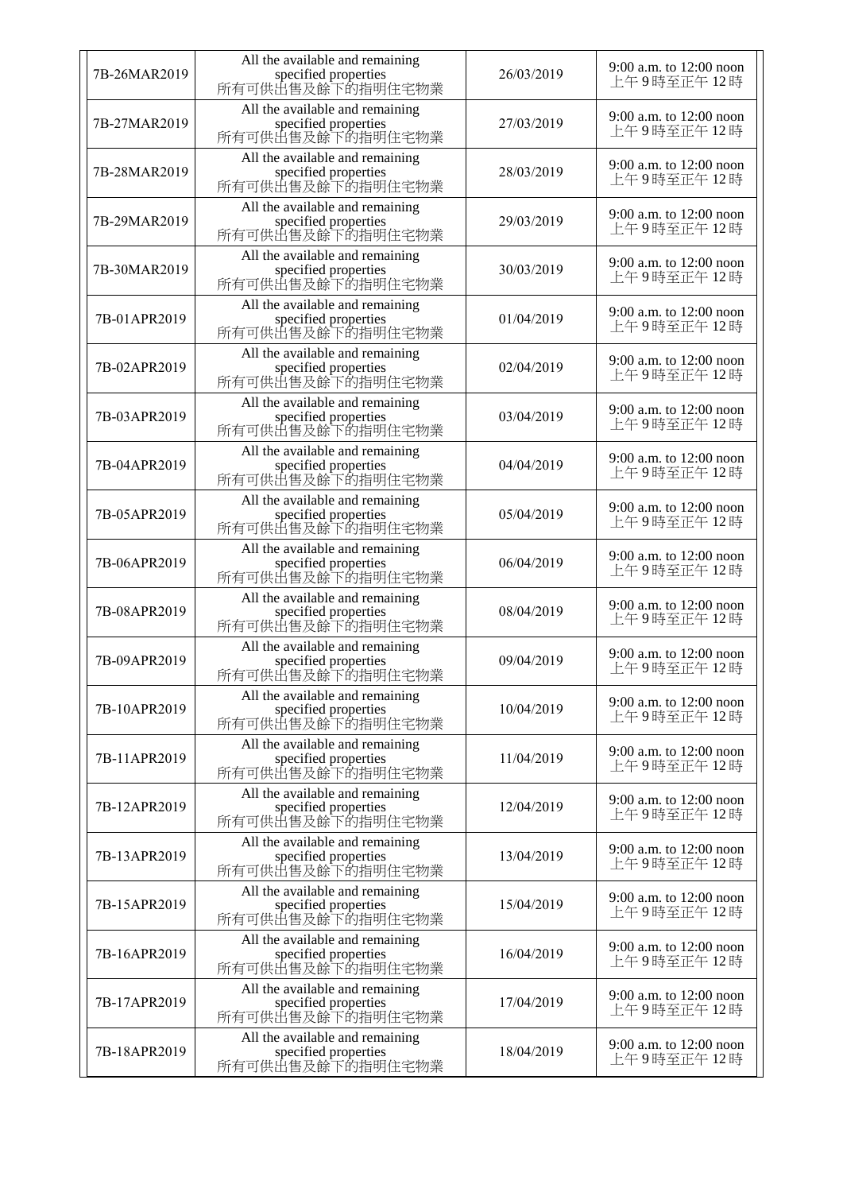| | | | |
|---|---|---|---|
| 7B-26MAR2019 | All the available and remaining specified properties 所有可供出售及餘下的指明住宅物業 | 26/03/2019 | 9:00 a.m. to 12:00 noon 上午 9 時至正午 12 時 |
| 7B-27MAR2019 | All the available and remaining specified properties 所有可供出售及餘下的指明住宅物業 | 27/03/2019 | 9:00 a.m. to 12:00 noon 上午 9 時至正午 12 時 |
| 7B-28MAR2019 | All the available and remaining specified properties 所有可供出售及餘下的指明住宅物業 | 28/03/2019 | 9:00 a.m. to 12:00 noon 上午 9 時至正午 12 時 |
| 7B-29MAR2019 | All the available and remaining specified properties 所有可供出售及餘下的指明住宅物業 | 29/03/2019 | 9:00 a.m. to 12:00 noon 上午 9 時至正午 12 時 |
| 7B-30MAR2019 | All the available and remaining specified properties 所有可供出售及餘下的指明住宅物業 | 30/03/2019 | 9:00 a.m. to 12:00 noon 上午 9 時至正午 12 時 |
| 7B-01APR2019 | All the available and remaining specified properties 所有可供出售及餘下的指明住宅物業 | 01/04/2019 | 9:00 a.m. to 12:00 noon 上午 9 時至正午 12 時 |
| 7B-02APR2019 | All the available and remaining specified properties 所有可供出售及餘下的指明住宅物業 | 02/04/2019 | 9:00 a.m. to 12:00 noon 上午 9 時至正午 12 時 |
| 7B-03APR2019 | All the available and remaining specified properties 所有可供出售及餘下的指明住宅物業 | 03/04/2019 | 9:00 a.m. to 12:00 noon 上午 9 時至正午 12 時 |
| 7B-04APR2019 | All the available and remaining specified properties 所有可供出售及餘下的指明住宅物業 | 04/04/2019 | 9:00 a.m. to 12:00 noon 上午 9 時至正午 12 時 |
| 7B-05APR2019 | All the available and remaining specified properties 所有可供出售及餘下的指明住宅物業 | 05/04/2019 | 9:00 a.m. to 12:00 noon 上午 9 時至正午 12 時 |
| 7B-06APR2019 | All the available and remaining specified properties 所有可供出售及餘下的指明住宅物業 | 06/04/2019 | 9:00 a.m. to 12:00 noon 上午 9 時至正午 12 時 |
| 7B-08APR2019 | All the available and remaining specified properties 所有可供出售及餘下的指明住宅物業 | 08/04/2019 | 9:00 a.m. to 12:00 noon 上午 9 時至正午 12 時 |
| 7B-09APR2019 | All the available and remaining specified properties 所有可供出售及餘下的指明住宅物業 | 09/04/2019 | 9:00 a.m. to 12:00 noon 上午 9 時至正午 12 時 |
| 7B-10APR2019 | All the available and remaining specified properties 所有可供出售及餘下的指明住宅物業 | 10/04/2019 | 9:00 a.m. to 12:00 noon 上午 9 時至正午 12 時 |
| 7B-11APR2019 | All the available and remaining specified properties 所有可供出售及餘下的指明住宅物業 | 11/04/2019 | 9:00 a.m. to 12:00 noon 上午 9 時至正午 12 時 |
| 7B-12APR2019 | All the available and remaining specified properties 所有可供出售及餘下的指明住宅物業 | 12/04/2019 | 9:00 a.m. to 12:00 noon 上午 9 時至正午 12 時 |
| 7B-13APR2019 | All the available and remaining specified properties 所有可供出售及餘下的指明住宅物業 | 13/04/2019 | 9:00 a.m. to 12:00 noon 上午 9 時至正午 12 時 |
| 7B-15APR2019 | All the available and remaining specified properties 所有可供出售及餘下的指明住宅物業 | 15/04/2019 | 9:00 a.m. to 12:00 noon 上午 9 時至正午 12 時 |
| 7B-16APR2019 | All the available and remaining specified properties 所有可供出售及餘下的指明住宅物業 | 16/04/2019 | 9:00 a.m. to 12:00 noon 上午 9 時至正午 12 時 |
| 7B-17APR2019 | All the available and remaining specified properties 所有可供出售及餘下的指明住宅物業 | 17/04/2019 | 9:00 a.m. to 12:00 noon 上午 9 時至正午 12 時 |
| 7B-18APR2019 | All the available and remaining specified properties 所有可供出售及餘下的指明住宅物業 | 18/04/2019 | 9:00 a.m. to 12:00 noon 上午 9 時至正午 12 時 |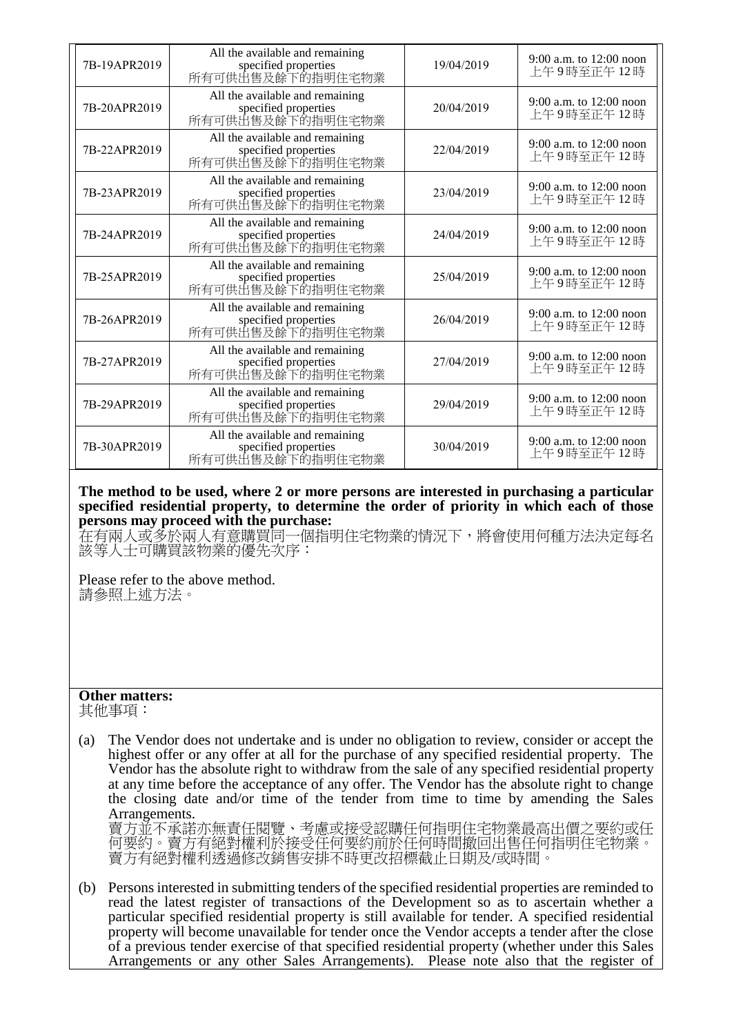| 7B-19APR2019 | All the available and remaining specified properties 所有可供出售及餘下的指明住宅物業 | 19/04/2019 | 9:00 a.m. to 12:00 noon 上午 9 時至正午 12 時 |
|---|---|---|---|
| 7B-20APR2019 | All the available and remaining specified properties 所有可供出售及餘下的指明住宅物業 | 20/04/2019 | 9:00 a.m. to 12:00 noon 上午 9 時至正午 12 時 |
| 7B-22APR2019 | All the available and remaining specified properties 所有可供出售及餘下的指明住宅物業 | 22/04/2019 | 9:00 a.m. to 12:00 noon 上午 9 時至正午 12 時 |
| 7B-23APR2019 | All the available and remaining specified properties 所有可供出售及餘下的指明住宅物業 | 23/04/2019 | 9:00 a.m. to 12:00 noon 上午 9 時至正午 12 時 |
| 7B-24APR2019 | All the available and remaining specified properties 所有可供出售及餘下的指明住宅物業 | 24/04/2019 | 9:00 a.m. to 12:00 noon 上午 9 時至正午 12 時 |
| 7B-25APR2019 | All the available and remaining specified properties 所有可供出售及餘下的指明住宅物業 | 25/04/2019 | 9:00 a.m. to 12:00 noon 上午 9 時至正午 12 時 |
| 7B-26APR2019 | All the available and remaining specified properties 所有可供出售及餘下的指明住宅物業 | 26/04/2019 | 9:00 a.m. to 12:00 noon 上午 9 時至正午 12 時 |
| 7B-27APR2019 | All the available and remaining specified properties 所有可供出售及餘下的指明住宅物業 | 27/04/2019 | 9:00 a.m. to 12:00 noon 上午 9 時至正午 12 時 |
| 7B-29APR2019 | All the available and remaining specified properties 所有可供出售及餘下的指明住宅物業 | 29/04/2019 | 9:00 a.m. to 12:00 noon 上午 9 時至正午 12 時 |
| 7B-30APR2019 | All the available and remaining specified properties 所有可供出售及餘下的指明住宅物業 | 30/04/2019 | 9:00 a.m. to 12:00 noon 上午 9 時至正午 12 時 |

**The method to be used, where 2 or more persons are interested in purchasing a particular specified residential property, to determine the order of priority in which each of those persons may proceed with the purchase:**
在有兩人或多於兩人有意購買同一個指明住宅物業的情況下，將會使用何種方法決定每名該等人士可購買該物業的優先次序：

Please refer to the above method.
請參照上述方法。

**Other matters:**
其他事項：

(a) The Vendor does not undertake and is under no obligation to review, consider or accept the highest offer or any offer at all for the purchase of any specified residential property. The Vendor has the absolute right to withdraw from the sale of any specified residential property at any time before the acceptance of any offer. The Vendor has the absolute right to change the closing date and/or time of the tender from time to time by amending the Sales Arrangements.
賣方並不承諾亦無責任閱覽、考慮或接受認購任何指明住宅物業最高出價之要約或任何要約。賣方有絕對權利於接受任何要約前於任何時間撤回出售任何指明住宅物業。賣方有絕對權利透過修改銷售安排不時更改招標截止日期及/或時間。

(b) Persons interested in submitting tenders of the specified residential properties are reminded to read the latest register of transactions of the Development so as to ascertain whether a particular specified residential property is still available for tender. A specified residential property will become unavailable for tender once the Vendor accepts a tender after the close of a previous tender exercise of that specified residential property (whether under this Sales Arrangements or any other Sales Arrangements). Please note also that the register of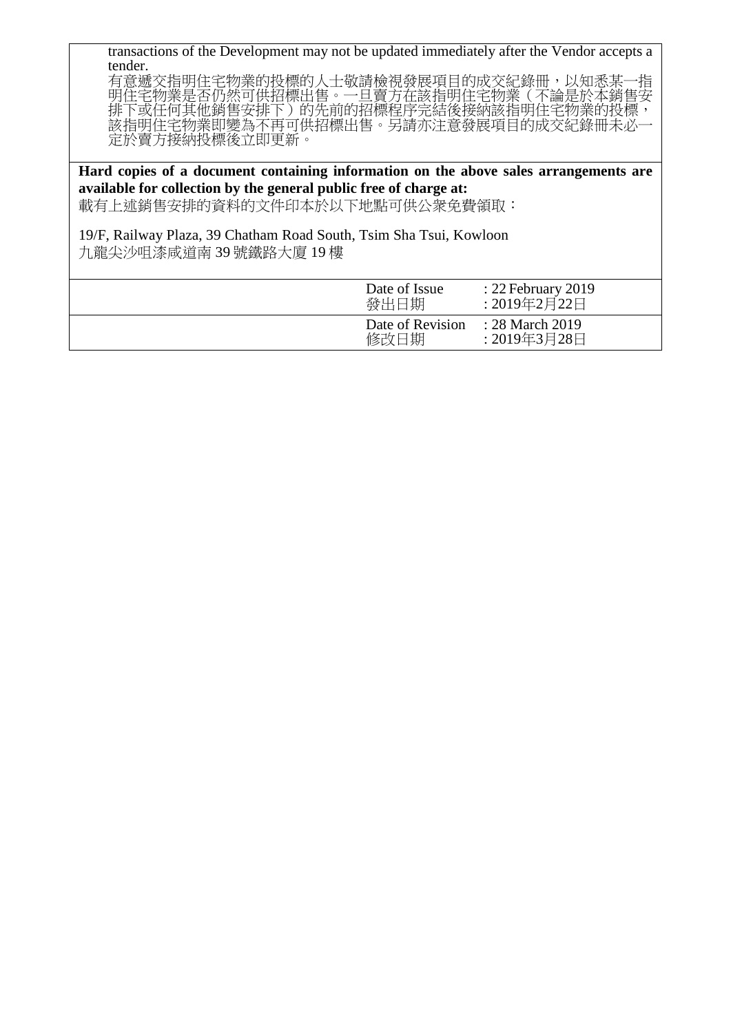transactions of the Development may not be updated immediately after the Vendor accepts a tender.

有意遞交指明住宅物業的投標的人士敬請檢視發展項目的成交紀錄冊，以知悉某一指明住宅物業是否仍然可供招標出售。一旦賣方在該指明住宅物業（不論是於本銷售安排下或任何其他銷售安排下）的先前的招標程序完結後接納該指明住宅物業的投標，該指明住宅物業即變為不再可供招標出售。另請亦注意發展項目的成交紀錄冊未必一定於賣方接納投標後立即更新。

**Hard copies of a document containing information on the above sales arrangements are available for collection by the general public free of charge at:**

載有上述銷售安排的資料的文件印本於以下地點可供公眾免費領取：

19/F, Railway Plaza, 39 Chatham Road South, Tsim Sha Tsui, Kowloon
九龍尖沙咀漆咸道南 39 號鐵路大廈 19 樓

| | |
|---|---|
| Date of Issue<br>發出日期 | : 22 February 2019<br>: 2019年2月22日 |
| Date of Revision<br>修改日期 | : 28 March 2019<br>: 2019年3月28日 |